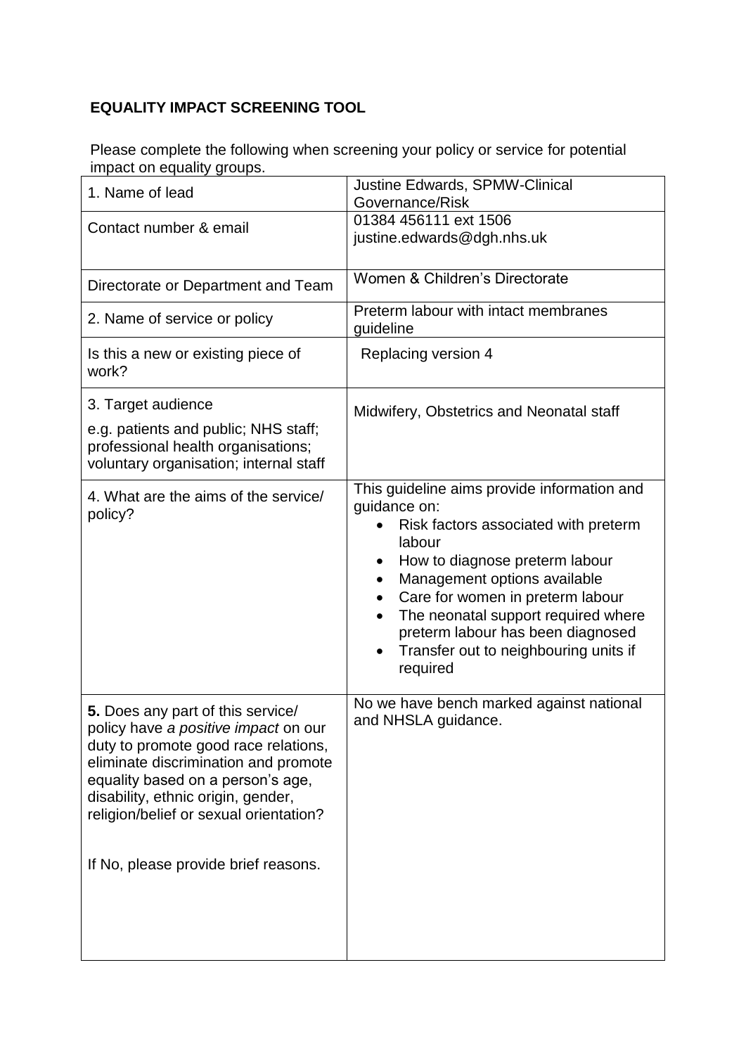## EQUALITY IMPACT SCREENING TOOL

Please complete the following when screening your policy or service for potential impact on equality groups.

| | |
|---|---|
| 1. Name of lead | Justine Edwards, SPMW-Clinical Governance/Risk |
| Contact number & email | 01384 456111 ext 1506<br>justine.edwards@dgh.nhs.uk |
| Directorate or Department and Team | Women & Children's Directorate |
| 2. Name of service or policy | Preterm labour with intact membranes guideline |
| Is this a new or existing piece of work? | Replacing version 4 |
| 3. Target audience<br>e.g. patients and public; NHS staff; professional health organisations; voluntary organisation; internal staff | Midwifery, Obstetrics and Neonatal staff |
| 4. What are the aims of the service/ policy? | This guideline aims provide information and guidance on:<br>• Risk factors associated with preterm labour<br>• How to diagnose preterm labour<br>• Management options available<br>• Care for women in preterm labour<br>• The neonatal support required where preterm labour has been diagnosed<br>• Transfer out to neighbouring units if required |
| **5.** Does any part of this service/ policy have *a positive impact* on our duty to promote good race relations, eliminate discrimination and promote equality based on a person's age, disability, ethnic origin, gender, religion/belief or sexual orientation?<br><br>If No, please provide brief reasons. | No we have bench marked against national and NHSLA guidance. |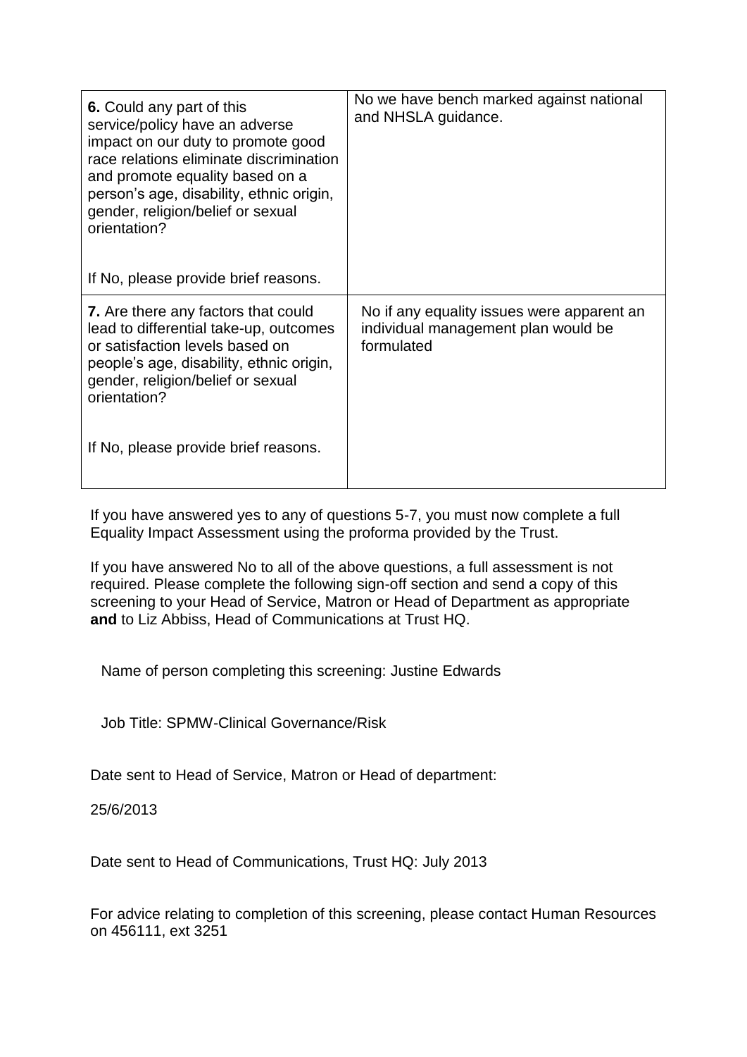| | |
|---|---|
| **6.** Could any part of this service/policy have an adverse impact on our duty to promote good race relations eliminate discrimination and promote equality based on a person's age, disability, ethnic origin, gender, religion/belief or sexual orientation?<br><br>If No, please provide brief reasons. | No we have bench marked against national and NHSLA guidance. |
| **7.** Are there any factors that could lead to differential take-up, outcomes or satisfaction levels based on people's age, disability, ethnic origin, gender, religion/belief or sexual orientation?<br><br>If No, please provide brief reasons. | No if any equality issues were apparent an individual management plan would be formulated |

If you have answered yes to any of questions 5-7, you must now complete a full Equality Impact Assessment using the proforma provided by the Trust.

If you have answered No to all of the above questions, a full assessment is not required. Please complete the following sign-off section and send a copy of this screening to your Head of Service, Matron or Head of Department as appropriate **and** to Liz Abbiss, Head of Communications at Trust HQ.

Name of person completing this screening: Justine Edwards

Job Title: SPMW-Clinical Governance/Risk

Date sent to Head of Service, Matron or Head of department:

25/6/2013

Date sent to Head of Communications, Trust HQ: July 2013

For advice relating to completion of this screening, please contact Human Resources on 456111, ext 3251